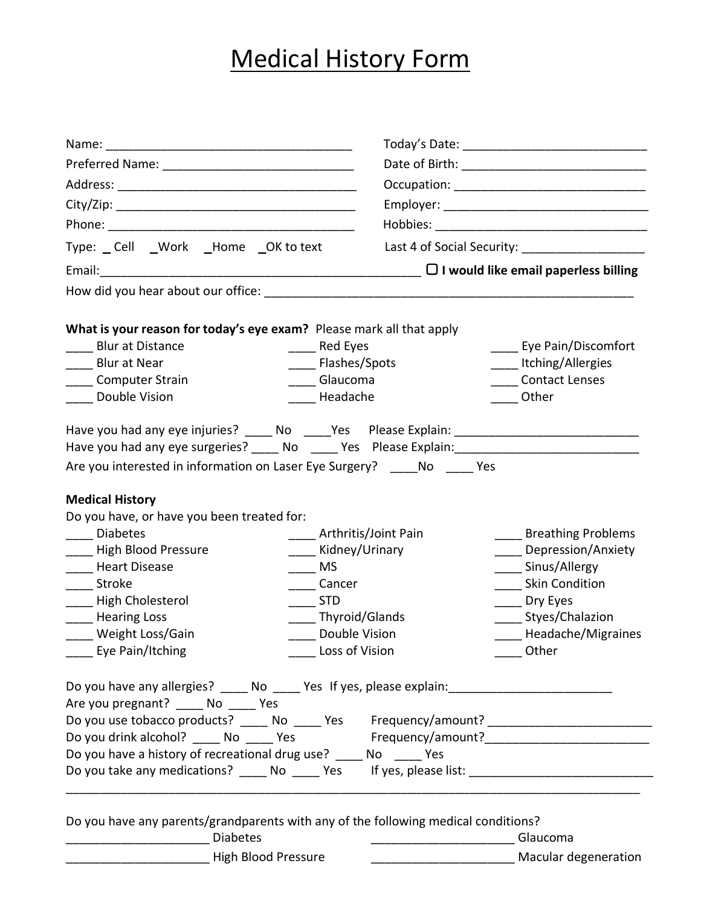# Medical History Form

Name: ____________________________________  Today's Date: ___________________________

Preferred Name: ____________________________  Date of Birth: ___________________________

Address: ___________________________________  Occupation: ____________________________

City/Zip: ___________________________________  Employer: ______________________________

Phone: _____________________________________  Hobbies: _______________________________

Type: _ Cell  _Work  _Home  _OK to text  Last 4 of Social Security: _________________

Email:______________________________________________ ▢ **I would like email paperless billing**

How did you hear about our office: ________________________________________________________

**What is your reason for today's eye exam?** Please mark all that apply

____ Blur at Distance  ____ Red Eyes  ____ Eye Pain/Discomfort

____ Blur at Near  ____ Flashes/Spots  ____ Itching/Allergies

____ Computer Strain  ____ Glaucoma  ____ Contact Lenses

____ Double Vision  ____ Headache  ____ Other

Have you had any eye injuries? ____ No ____Yes  Please Explain: __________________________

Have you had any eye surgeries? ____ No ____ Yes  Please Explain:__________________________

Are you interested in information on Laser Eye Surgery? ____No ____ Yes

**Medical History**

Do you have, or have you been treated for:

____ Diabetes  ____ Arthritis/Joint Pain  ____ Breathing Problems

____ High Blood Pressure  ____ Kidney/Urinary  ____ Depression/Anxiety

____ Heart Disease  ____ MS  ____ Sinus/Allergy

____ Stroke  ____ Cancer  ____ Skin Condition

____ High Cholesterol  ____ STD  ____ Dry Eyes

____ Hearing Loss  ____ Thyroid/Glands  ____ Styes/Chalazion

____ Weight Loss/Gain  ____ Double Vision  ____ Headache/Migraines

____ Eye Pain/Itching  ____ Loss of Vision  ____ Other

Do you have any allergies? ____ No ____ Yes  If yes, please explain:_______________________

Are you pregnant? ____ No ____ Yes

Do you use tobacco products? ____ No ____ Yes  Frequency/amount? ________________________

Do you drink alcohol? ____ No ____ Yes  Frequency/amount?________________________

Do you have a history of recreational drug use? ____ No ____ Yes

Do you take any medications? ____ No ____ Yes  If yes, please list: __________________________

_____________________________________________________________________________________

Do you have any parents/grandparents with any of the following medical conditions?

_____________________ Diabetes  _____________________ Glaucoma

_____________________ High Blood Pressure  _____________________ Macular degeneration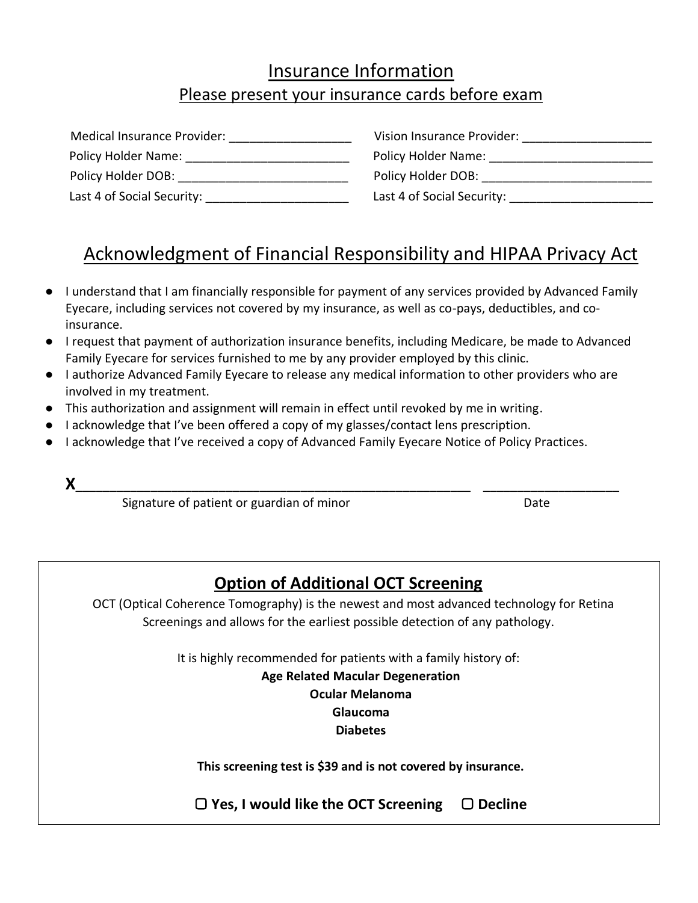## Insurance Information

Please present your insurance cards before exam

Medical Insurance Provider: __________________

Policy Holder Name: ________________________

Policy Holder DOB: _________________________

Last 4 of Social Security: _____________________

Vision Insurance Provider: ___________________

Policy Holder Name: ________________________

Policy Holder DOB: _________________________

Last 4 of Social Security: _____________________

## Acknowledgment of Financial Responsibility and HIPAA Privacy Act

- I understand that I am financially responsible for payment of any services provided by Advanced Family Eyecare, including services not covered by my insurance, as well as co-pays, deductibles, and co-insurance.
- I request that payment of authorization insurance benefits, including Medicare, be made to Advanced Family Eyecare for services furnished to me by any provider employed by this clinic.
- I authorize Advanced Family Eyecare to release any medical information to other providers who are involved in my treatment.
- This authorization and assignment will remain in effect until revoked by me in writing.
- I acknowledge that I've been offered a copy of my glasses/contact lens prescription.
- I acknowledge that I've received a copy of Advanced Family Eyecare Notice of Policy Practices.

**X**__________________________________________________________ ___________________

Signature of patient or guardian of minor Date

## Option of Additional OCT Screening

OCT (Optical Coherence Tomography) is the newest and most advanced technology for Retina Screenings and allows for the earliest possible detection of any pathology.

It is highly recommended for patients with a family history of:

**Age Related Macular Degeneration**

**Ocular Melanoma**

**Glaucoma**

**Diabetes**

**This screening test is $39 and is not covered by insurance.**

**☐ Yes, I would like the OCT Screening ☐ Decline**